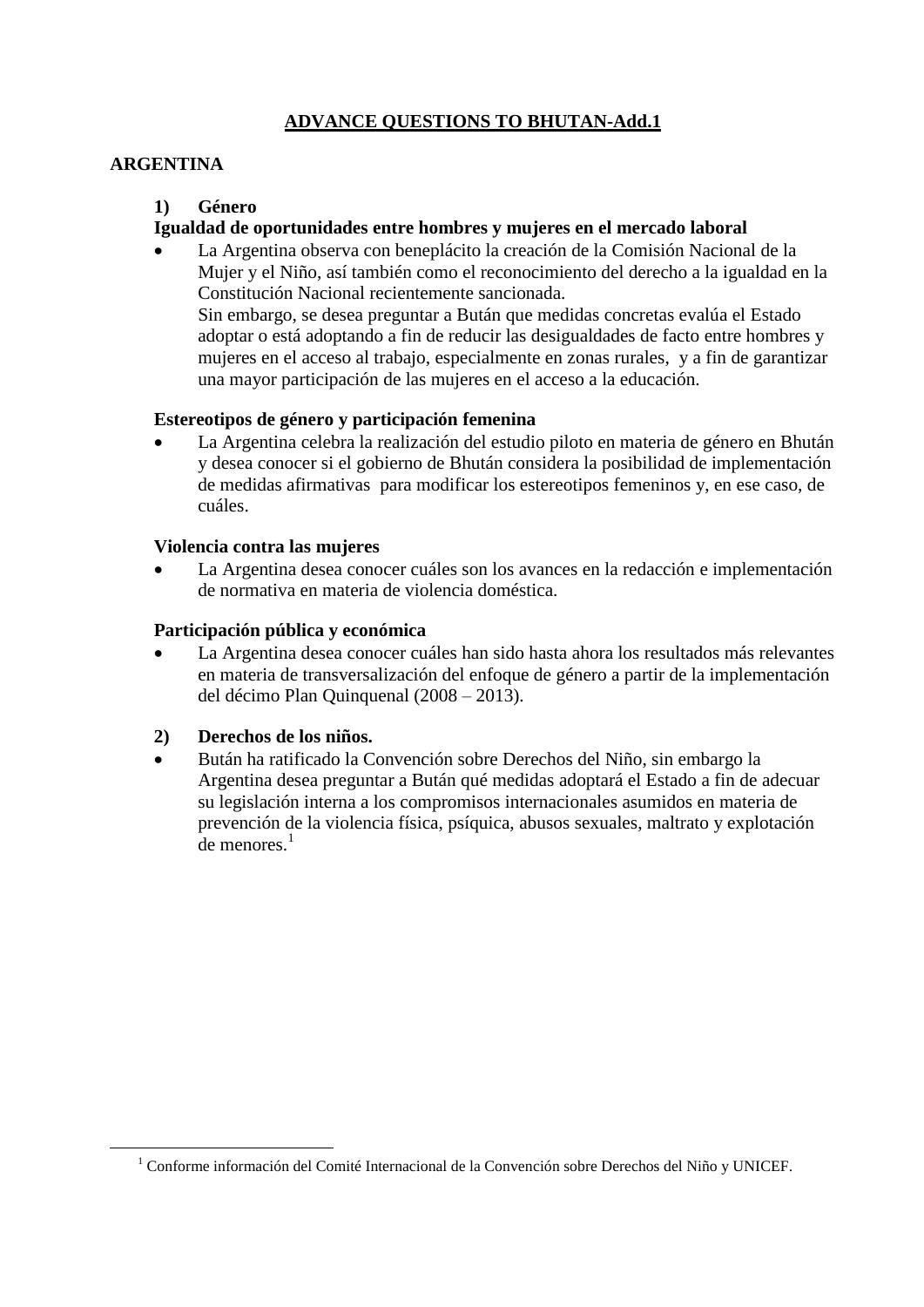# ADVANCE QUESTIONS TO BHUTAN-Add.1

## ARGENTINA

### 1) Género

**Igualdad de oportunidades entre hombres y mujeres en el mercado laboral**

- La Argentina observa con beneplácito la creación de la Comisión Nacional de la Mujer y el Niño, así también como el reconocimiento del derecho a la igualdad en la Constitución Nacional recientemente sancionada.
  Sin embargo, se desea preguntar a Bután que medidas concretas evalúa el Estado adoptar o está adoptando a fin de reducir las desigualdades de facto entre hombres y mujeres en el acceso al trabajo, especialmente en zonas rurales, y a fin de garantizar una mayor participación de las mujeres en el acceso a la educación.

**Estereotipos de género y participación femenina**

- La Argentina celebra la realización del estudio piloto en materia de género en Bhután y desea conocer si el gobierno de Bhután considera la posibilidad de implementación de medidas afirmativas para modificar los estereotipos femeninos y, en ese caso, de cuáles.

**Violencia contra las mujeres**

- La Argentina desea conocer cuáles son los avances en la redacción e implementación de normativa en materia de violencia doméstica.

**Participación pública y económica**

- La Argentina desea conocer cuáles han sido hasta ahora los resultados más relevantes en materia de transversalización del enfoque de género a partir de la implementación del décimo Plan Quinquenal (2008 – 2013).

### 2) Derechos de los niños.

- Bután ha ratificado la Convención sobre Derechos del Niño, sin embargo la Argentina desea preguntar a Bután qué medidas adoptará el Estado a fin de adecuar su legislación interna a los compromisos internacionales asumidos en materia de prevención de la violencia física, psíquica, abusos sexuales, maltrato y explotación de menores.[1]

---

[1] Conforme información del Comité Internacional de la Convención sobre Derechos del Niño y UNICEF.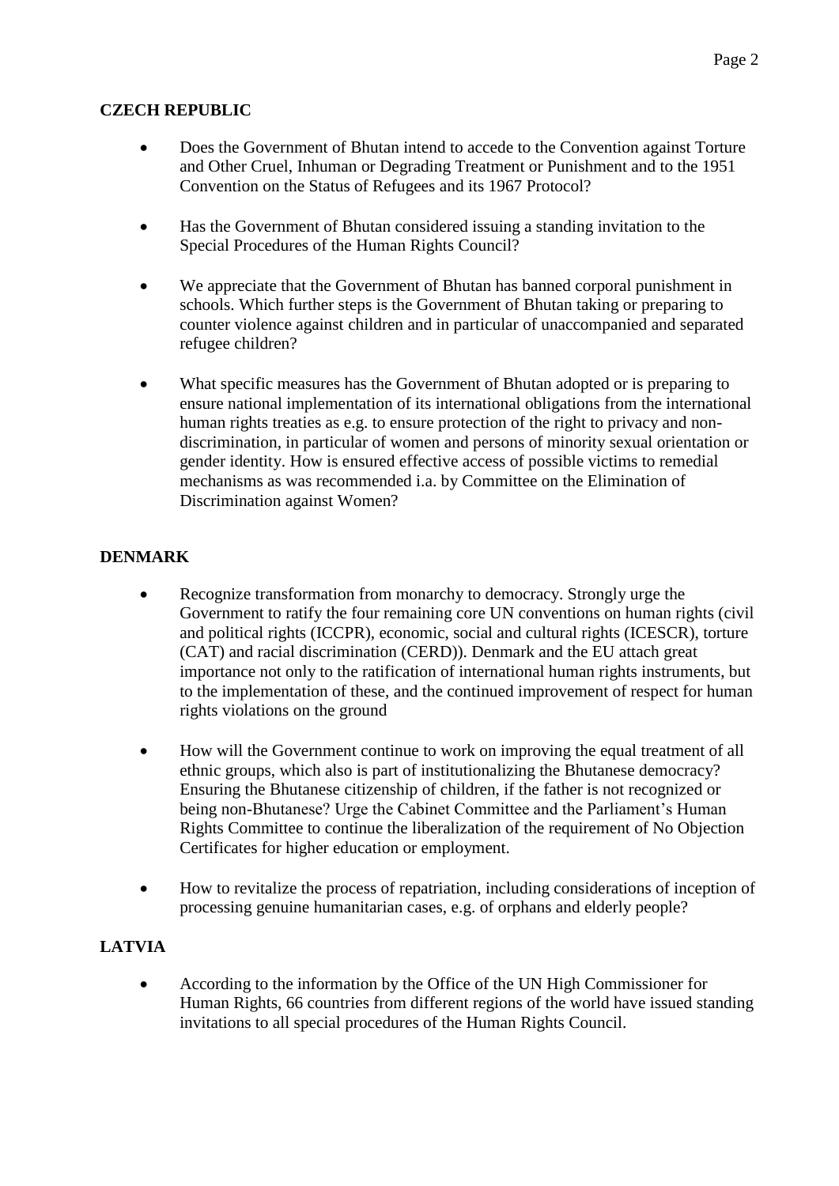**CZECH REPUBLIC**

- Does the Government of Bhutan intend to accede to the Convention against Torture and Other Cruel, Inhuman or Degrading Treatment or Punishment and to the 1951 Convention on the Status of Refugees and its 1967 Protocol?

- Has the Government of Bhutan considered issuing a standing invitation to the Special Procedures of the Human Rights Council?

- We appreciate that the Government of Bhutan has banned corporal punishment in schools. Which further steps is the Government of Bhutan taking or preparing to counter violence against children and in particular of unaccompanied and separated refugee children?

- What specific measures has the Government of Bhutan adopted or is preparing to ensure national implementation of its international obligations from the international human rights treaties as e.g. to ensure protection of the right to privacy and non-discrimination, in particular of women and persons of minority sexual orientation or gender identity. How is ensured effective access of possible victims to remedial mechanisms as was recommended i.a. by Committee on the Elimination of Discrimination against Women?

**DENMARK**

- Recognize transformation from monarchy to democracy. Strongly urge the Government to ratify the four remaining core UN conventions on human rights (civil and political rights (ICCPR), economic, social and cultural rights (ICESCR), torture (CAT) and racial discrimination (CERD)). Denmark and the EU attach great importance not only to the ratification of international human rights instruments, but to the implementation of these, and the continued improvement of respect for human rights violations on the ground

- How will the Government continue to work on improving the equal treatment of all ethnic groups, which also is part of institutionalizing the Bhutanese democracy? Ensuring the Bhutanese citizenship of children, if the father is not recognized or being non-Bhutanese? Urge the Cabinet Committee and the Parliament's Human Rights Committee to continue the liberalization of the requirement of No Objection Certificates for higher education or employment.

- How to revitalize the process of repatriation, including considerations of inception of processing genuine humanitarian cases, e.g. of orphans and elderly people?

**LATVIA**

- According to the information by the Office of the UN High Commissioner for Human Rights, 66 countries from different regions of the world have issued standing invitations to all special procedures of the Human Rights Council.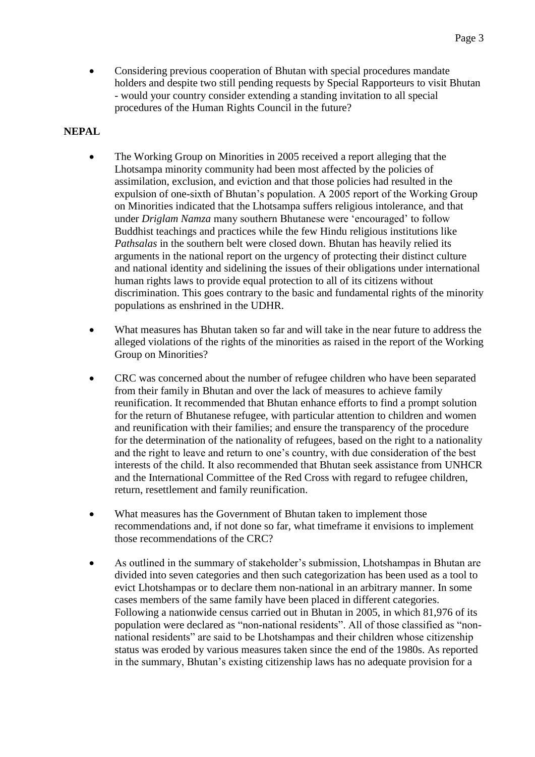- Considering previous cooperation of Bhutan with special procedures mandate holders and despite two still pending requests by Special Rapporteurs to visit Bhutan - would your country consider extending a standing invitation to all special procedures of the Human Rights Council in the future?

**NEPAL**

- The Working Group on Minorities in 2005 received a report alleging that the Lhotsampa minority community had been most affected by the policies of assimilation, exclusion, and eviction and that those policies had resulted in the expulsion of one-sixth of Bhutan's population. A 2005 report of the Working Group on Minorities indicated that the Lhotsampa suffers religious intolerance, and that under *Driglam Namza* many southern Bhutanese were 'encouraged' to follow Buddhist teachings and practices while the few Hindu religious institutions like *Pathsalas* in the southern belt were closed down. Bhutan has heavily relied its arguments in the national report on the urgency of protecting their distinct culture and national identity and sidelining the issues of their obligations under international human rights laws to provide equal protection to all of its citizens without discrimination. This goes contrary to the basic and fundamental rights of the minority populations as enshrined in the UDHR.

- What measures has Bhutan taken so far and will take in the near future to address the alleged violations of the rights of the minorities as raised in the report of the Working Group on Minorities?

- CRC was concerned about the number of refugee children who have been separated from their family in Bhutan and over the lack of measures to achieve family reunification. It recommended that Bhutan enhance efforts to find a prompt solution for the return of Bhutanese refugee, with particular attention to children and women and reunification with their families; and ensure the transparency of the procedure for the determination of the nationality of refugees, based on the right to a nationality and the right to leave and return to one's country, with due consideration of the best interests of the child. It also recommended that Bhutan seek assistance from UNHCR and the International Committee of the Red Cross with regard to refugee children, return, resettlement and family reunification.

- What measures has the Government of Bhutan taken to implement those recommendations and, if not done so far, what timeframe it envisions to implement those recommendations of the CRC?

- As outlined in the summary of stakeholder's submission, Lhotshampas in Bhutan are divided into seven categories and then such categorization has been used as a tool to evict Lhotshampas or to declare them non-national in an arbitrary manner. In some cases members of the same family have been placed in different categories. Following a nationwide census carried out in Bhutan in 2005, in which 81,976 of its population were declared as "non-national residents". All of those classified as "non-national residents" are said to be Lhotshampas and their children whose citizenship status was eroded by various measures taken since the end of the 1980s. As reported in the summary, Bhutan's existing citizenship laws has no adequate provision for a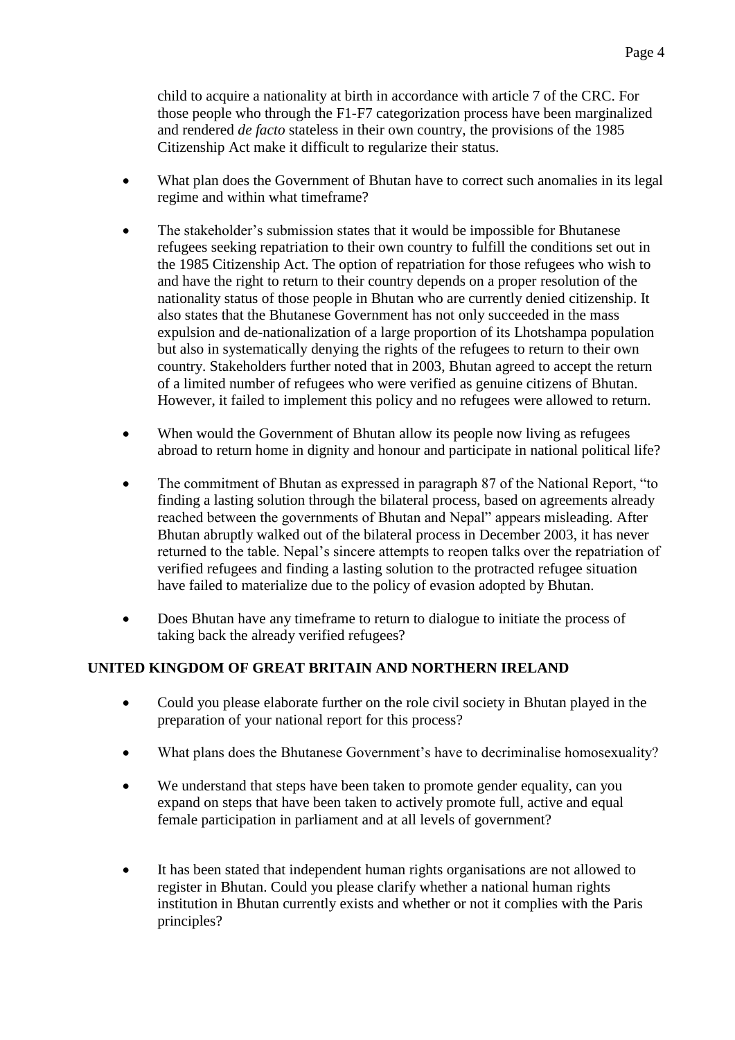child to acquire a nationality at birth in accordance with article 7 of the CRC. For those people who through the F1-F7 categorization process have been marginalized and rendered *de facto* stateless in their own country, the provisions of the 1985 Citizenship Act make it difficult to regularize their status.

- What plan does the Government of Bhutan have to correct such anomalies in its legal regime and within what timeframe?
- The stakeholder's submission states that it would be impossible for Bhutanese refugees seeking repatriation to their own country to fulfill the conditions set out in the 1985 Citizenship Act. The option of repatriation for those refugees who wish to and have the right to return to their country depends on a proper resolution of the nationality status of those people in Bhutan who are currently denied citizenship. It also states that the Bhutanese Government has not only succeeded in the mass expulsion and de-nationalization of a large proportion of its Lhotshampa population but also in systematically denying the rights of the refugees to return to their own country. Stakeholders further noted that in 2003, Bhutan agreed to accept the return of a limited number of refugees who were verified as genuine citizens of Bhutan. However, it failed to implement this policy and no refugees were allowed to return.
- When would the Government of Bhutan allow its people now living as refugees abroad to return home in dignity and honour and participate in national political life?
- The commitment of Bhutan as expressed in paragraph 87 of the National Report, "to finding a lasting solution through the bilateral process, based on agreements already reached between the governments of Bhutan and Nepal" appears misleading. After Bhutan abruptly walked out of the bilateral process in December 2003, it has never returned to the table. Nepal's sincere attempts to reopen talks over the repatriation of verified refugees and finding a lasting solution to the protracted refugee situation have failed to materialize due to the policy of evasion adopted by Bhutan.
- Does Bhutan have any timeframe to return to dialogue to initiate the process of taking back the already verified refugees?

**UNITED KINGDOM OF GREAT BRITAIN AND NORTHERN IRELAND**

- Could you please elaborate further on the role civil society in Bhutan played in the preparation of your national report for this process?
- What plans does the Bhutanese Government's have to decriminalise homosexuality?
- We understand that steps have been taken to promote gender equality, can you expand on steps that have been taken to actively promote full, active and equal female participation in parliament and at all levels of government?
- It has been stated that independent human rights organisations are not allowed to register in Bhutan. Could you please clarify whether a national human rights institution in Bhutan currently exists and whether or not it complies with the Paris principles?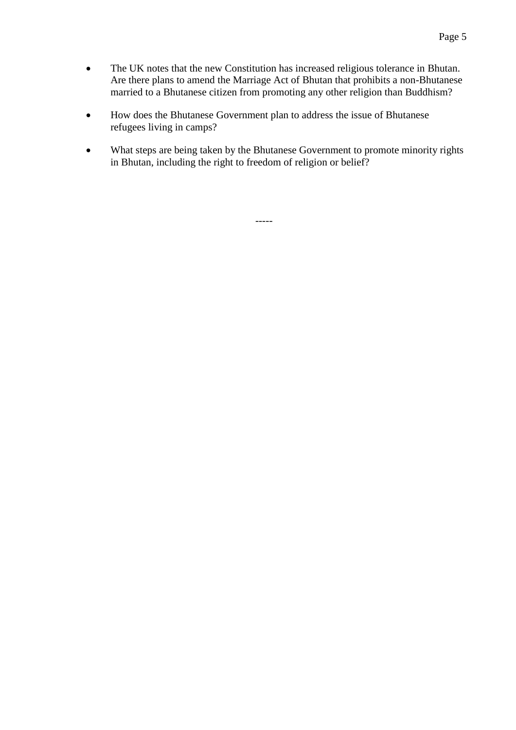- The UK notes that the new Constitution has increased religious tolerance in Bhutan. Are there plans to amend the Marriage Act of Bhutan that prohibits a non-Bhutanese married to a Bhutanese citizen from promoting any other religion than Buddhism?

- How does the Bhutanese Government plan to address the issue of Bhutanese refugees living in camps?

- What steps are being taken by the Bhutanese Government to promote minority rights in Bhutan, including the right to freedom of religion or belief?

-----